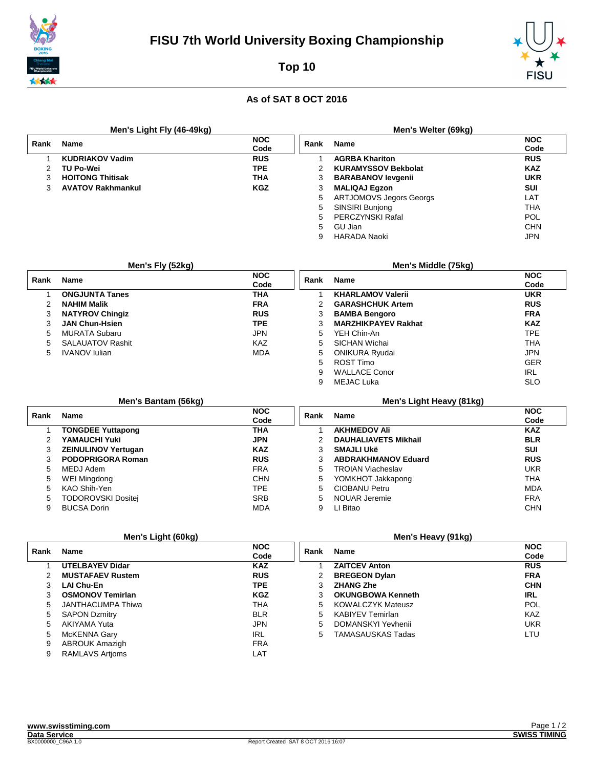# FISU 7th World University Boxing Championship

## Top 10

### As of SAT 8 OCT 2016

#### Men's Light Fly (46-49kg)

| Rank | Name | NOC Code |
|---|---|---|
| 1 | **KUDRIAKOV Vadim** | **RUS** |
| 2 | **TU Po-Wei** | **TPE** |
| 3 | **HOITONG Thitisak** | **THA** |
| 3 | **AVATOV Rakhmankul** | **KGZ** |

#### Men's Fly (52kg)

| Rank | Name | NOC Code |
|---|---|---|
| 1 | **ONGJUNTA Tanes** | **THA** |
| 2 | **NAHIM Malik** | **FRA** |
| 3 | **NATYROV Chingiz** | **RUS** |
| 3 | **JAN Chun-Hsien** | **TPE** |
| 5 | MURATA Subaru | JPN |
| 5 | SALAUATOV Rashit | KAZ |
| 5 | IVANOV Iulian | MDA |

#### Men's Bantam (56kg)

| Rank | Name | NOC Code |
|---|---|---|
| 1 | **TONGDEE Yuttapong** | **THA** |
| 2 | **YAMAUCHI Yuki** | **JPN** |
| 3 | **ZEINULINOV Yertugan** | **KAZ** |
| 3 | **PODOPRIGORA Roman** | **RUS** |
| 5 | MEDJ Adem | FRA |
| 5 | WEI Mingdong | CHN |
| 5 | KAO Shih-Yen | TPE |
| 5 | TODOROVSKI Dositej | SRB |
| 9 | BUCSA Dorin | MDA |

#### Men's Light (60kg)

| Rank | Name | NOC Code |
|---|---|---|
| 1 | **UTELBAYEV Didar** | **KAZ** |
| 2 | **MUSTAFAEV Rustem** | **RUS** |
| 3 | **LAI Chu-En** | **TPE** |
| 3 | **OSMONOV Temirlan** | **KGZ** |
| 5 | JANTHACUMPA Thiwa | THA |
| 5 | SAPON Dzmitry | BLR |
| 5 | AKIYAMA Yuta | JPN |
| 5 | McKENNA Gary | IRL |
| 9 | ABROUK Amazigh | FRA |
| 9 | RAMLAVS Artjoms | LAT |

#### Men's Welter (69kg)

| Rank | Name | NOC Code |
|---|---|---|
| 1 | **AGRBA Khariton** | **RUS** |
| 2 | **KURAMYSSOV Bekbolat** | **KAZ** |
| 3 | **BARABANOV Ievgenii** | **UKR** |
| 3 | **MALIQAJ Egzon** | **SUI** |
| 5 | ARTJOMOVS Jegors Georgs | LAT |
| 5 | SINSIRI Bunjong | THA |
| 5 | PERCZYNSKI Rafal | POL |
| 5 | GU Jian | CHN |
| 9 | HARADA Naoki | JPN |

#### Men's Middle (75kg)

| Rank | Name | NOC Code |
|---|---|---|
| 1 | **KHARLAMOV Valerii** | **UKR** |
| 2 | **GARASHCHUK Artem** | **RUS** |
| 3 | **BAMBA Bengoro** | **FRA** |
| 3 | **MARZHIKPAYEV Rakhat** | **KAZ** |
| 5 | YEH Chin-An | TPE |
| 5 | SICHAN Wichai | THA |
| 5 | ONIKURA Ryudai | JPN |
| 5 | ROST Timo | GER |
| 9 | WALLACE Conor | IRL |
| 9 | MEJAC Luka | SLO |

#### Men's Light Heavy (81kg)

| Rank | Name | NOC Code |
|---|---|---|
| 1 | **AKHMEDOV Ali** | **KAZ** |
| 2 | **DAUHALIAVETS Mikhail** | **BLR** |
| 3 | **SMAJLI Ukë** | **SUI** |
| 3 | **ABDRAKHMANOV Eduard** | **RUS** |
| 5 | TROIAN Viacheslav | UKR |
| 5 | YOMKHOT Jakkapong | THA |
| 5 | CIOBANU Petru | MDA |
| 5 | NOUAR Jeremie | FRA |
| 9 | LI Bitao | CHN |

#### Men's Heavy (91kg)

| Rank | Name | NOC Code |
|---|---|---|
| 1 | **ZAITCEV Anton** | **RUS** |
| 2 | **BREGEON Dylan** | **FRA** |
| 3 | **ZHANG Zhe** | **CHN** |
| 3 | **OKUNGBOWA Kenneth** | **IRL** |
| 5 | KOWALCZYK Mateusz | POL |
| 5 | KABIYEV Temirlan | KAZ |
| 5 | DOMANSKYI Yevhenii | UKR |
| 5 | TAMASAUSKAS Tadas | LTU |

Report Created SAT 8 OCT 2016 16:07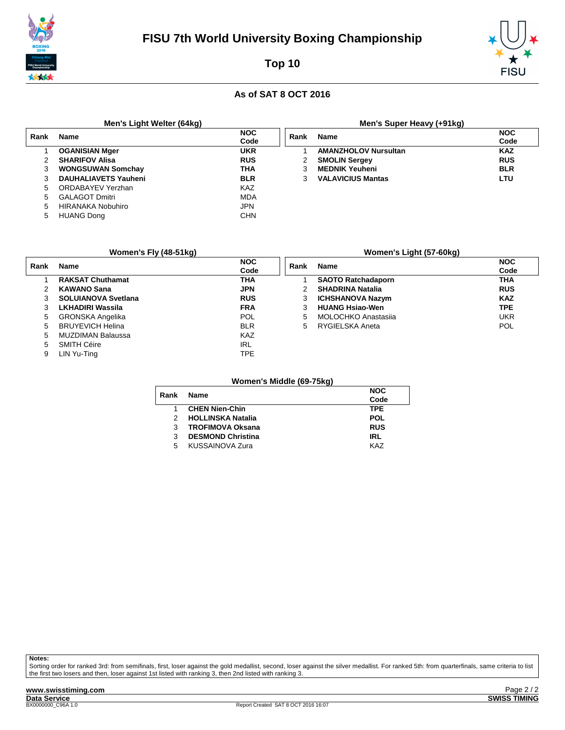# FISU 7th World University Boxing Championship

## Top 10

### As of SAT 8 OCT 2016

### Men's Light Welter (64kg)

| Rank | Name | NOC Code |
|---|---|---|
| 1 | **OGANISIAN Mger** | **UKR** |
| 2 | **SHARIFOV Alisa** | **RUS** |
| 3 | **WONGSUWAN Somchay** | **THA** |
| 3 | **DAUHALIAVETS Yauheni** | **BLR** |
| 5 | ORDABAYEV Yerzhan | KAZ |
| 5 | GALAGOT Dmitri | MDA |
| 5 | HIRANAKA Nobuhiro | JPN |
| 5 | HUANG Dong | CHN |

### Men's Super Heavy (+91kg)

| Rank | Name | NOC Code |
|---|---|---|
| 1 | **AMANZHOLOV Nursultan** | **KAZ** |
| 2 | **SMOLIN Sergey** | **RUS** |
| 3 | **MEDNIK Yeuheni** | **BLR** |
| 3 | **VALAVICIUS Mantas** | **LTU** |

### Women's Fly (48-51kg)

| Rank | Name | NOC Code |
|---|---|---|
| 1 | **RAKSAT Chuthamat** | **THA** |
| 2 | **KAWANO Sana** | **JPN** |
| 3 | **SOLUIANOVA Svetlana** | **RUS** |
| 3 | **LKHADIRI Wassila** | **FRA** |
| 5 | GRONSKA Angelika | POL |
| 5 | BRUYEVICH Helina | BLR |
| 5 | MUZDIMAN Balaussa | KAZ |
| 5 | SMITH Céire | IRL |
| 9 | LIN Yu-Ting | TPE |

### Women's Light (57-60kg)

| Rank | Name | NOC Code |
|---|---|---|
| 1 | **SAOTO Ratchadaporn** | **THA** |
| 2 | **SHADRINA Natalia** | **RUS** |
| 3 | **ICHSHANOVA Nazym** | **KAZ** |
| 3 | **HUANG Hsiao-Wen** | **TPE** |
| 5 | MOLOCHKO Anastasiia | UKR |
| 5 | RYGIELSKA Aneta | POL |

### Women's Middle (69-75kg)

| Rank | Name | NOC Code |
|---|---|---|
| 1 | **CHEN Nien-Chin** | **TPE** |
| 2 | **HOLLINSKA Natalia** | **POL** |
| 3 | **TROFIMOVA Oksana** | **RUS** |
| 3 | **DESMOND Christina** | **IRL** |
| 5 | KUSSAINOVA Zura | KAZ |

**Notes:**
Sorting order for ranked 3rd: from semifinals, first, loser against the gold medallist, second, loser against the silver medallist. For ranked 5th: from quarterfinals, same criteria to list the first two losers and then, loser against 1st listed with ranking 3, then 2nd listed with ranking 3.

www.swisstiming.com
Data Service
BX0000000_C96A 1.0
Report Created SAT 8 OCT 2016 16:07
SWISS TIMING